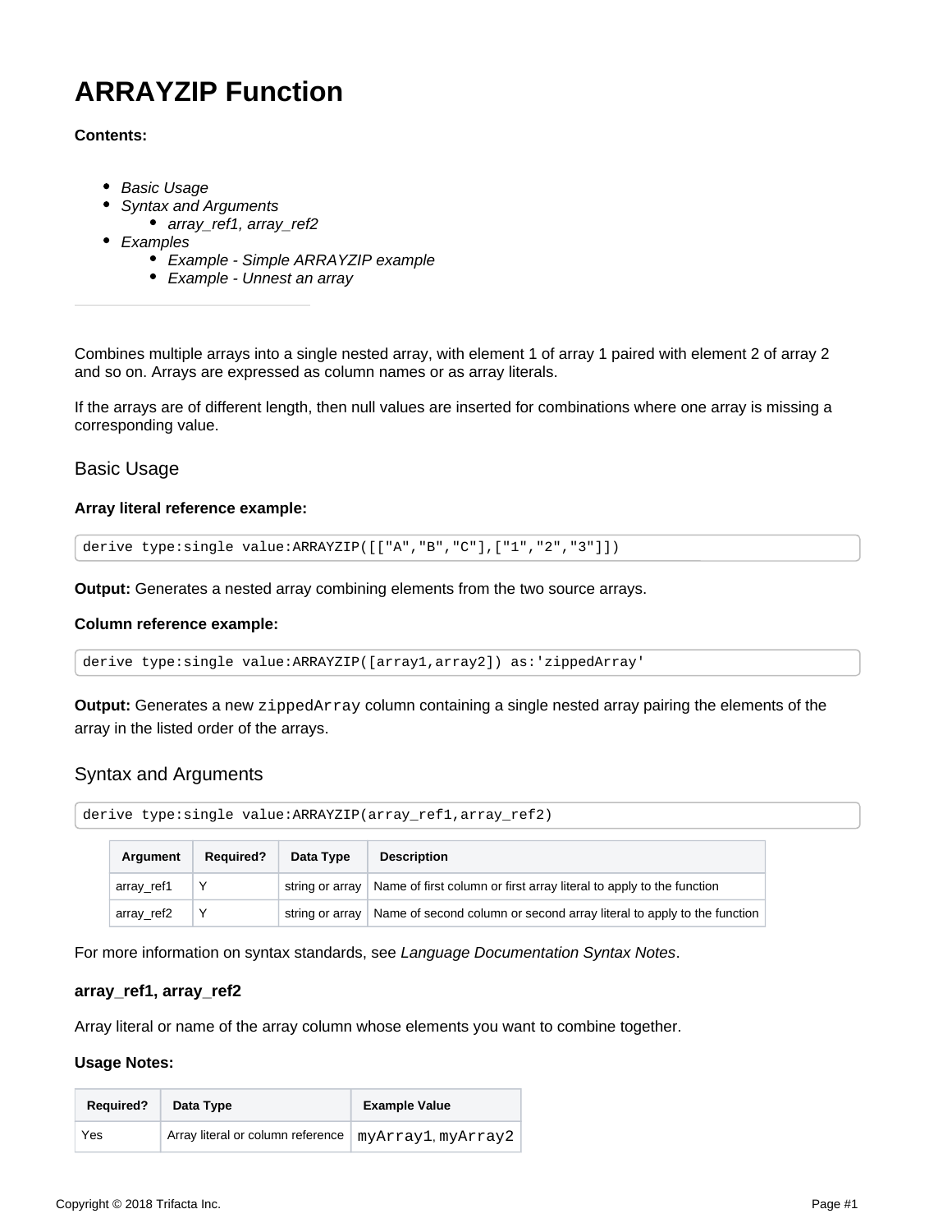# ARRAYZIP Function

**Contents:**

- *Basic Usage*
- *Syntax and Arguments*
    - *array_ref1, array_ref2*
- *Examples*
    - *Example - Simple ARRAYZIP example*
    - *Example - Unnest an array*

---

Combines multiple arrays into a single nested array, with element 1 of array 1 paired with element 2 of array 2 and so on. Arrays are expressed as column names or as array literals.

If the arrays are of different length, then null values are inserted for combinations where one array is missing a corresponding value.

## Basic Usage

**Array literal reference example:**

```
derive type:single value:ARRAYZIP([["A","B","C"],["1","2","3"]])
```

**Output:** Generates a nested array combining elements from the two source arrays.

**Column reference example:**

```
derive type:single value:ARRAYZIP([array1,array2]) as:'zippedArray'
```

**Output:** Generates a new `zippedArray` column containing a single nested array pairing the elements of the array in the listed order of the arrays.

## Syntax and Arguments

```
derive type:single value:ARRAYZIP(array_ref1,array_ref2)
```

| Argument | Required? | Data Type | Description |
| --- | --- | --- | --- |
| array_ref1 | Y | string or array | Name of first column or first array literal to apply to the function |
| array_ref2 | Y | string or array | Name of second column or second array literal to apply to the function |

For more information on syntax standards, see *Language Documentation Syntax Notes*.

### array_ref1, array_ref2

Array literal or name of the array column whose elements you want to combine together.

**Usage Notes:**

| Required? | Data Type | Example Value |
| --- | --- | --- |
| Yes | Array literal or column reference | `myArray1`, `myArray2` |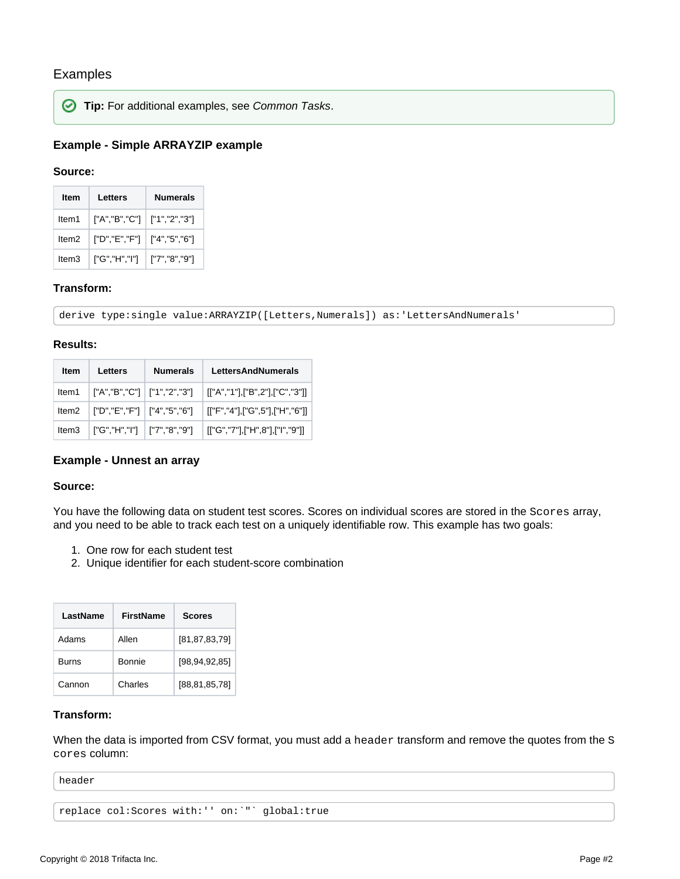## Examples

**Tip:** For additional examples, see *Common Tasks*.

### Example - Simple ARRAYZIP example

#### Source:

| Item | Letters | Numerals |
| --- | --- | --- |
| Item1 | ["A","B","C"] | ["1","2","3"] |
| Item2 | ["D","E","F"] | ["4","5","6"] |
| Item3 | ["G","H","I"] | ["7","8","9"] |

#### Transform:

```
derive type:single value:ARRAYZIP([Letters,Numerals]) as:'LettersAndNumerals'
```

#### Results:

| Item | Letters | Numerals | LettersAndNumerals |
| --- | --- | --- | --- |
| Item1 | ["A","B","C"] | ["1","2","3"] | [["A","1"],["B",2"],["C","3"]] |
| Item2 | ["D","E","F"] | ["4","5","6"] | [["F","4"],["G",5"],["H","6"]] |
| Item3 | ["G","H","I"] | ["7","8","9"] | [["G","7"],["H",8"],["I","9"]] |

### Example - Unnest an array

#### Source:

You have the following data on student test scores. Scores on individual scores are stored in the `Scores` array, and you need to be able to track each test on a uniquely identifiable row. This example has two goals:

1. One row for each student test
2. Unique identifier for each student-score combination

| LastName | FirstName | Scores |
| --- | --- | --- |
| Adams | Allen | [81,87,83,79] |
| Burns | Bonnie | [98,94,92,85] |
| Cannon | Charles | [88,81,85,78] |

#### Transform:

When the data is imported from CSV format, you must add a `header` transform and remove the quotes from the `Scores` column:

```
header
```

```
replace col:Scores with:'' on:`"` global:true
```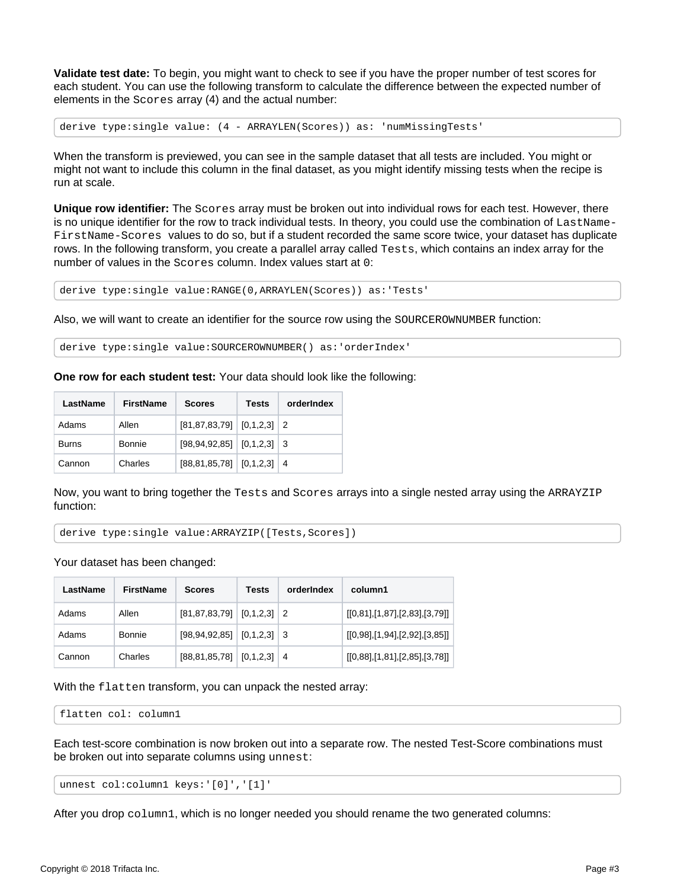**Validate test date:** To begin, you might want to check to see if you have the proper number of test scores for each student. You can use the following transform to calculate the difference between the expected number of elements in the `Scores` array (4) and the actual number:

```
derive type:single value: (4 - ARRAYLEN(Scores)) as: 'numMissingTests'
```

When the transform is previewed, you can see in the sample dataset that all tests are included. You might or might not want to include this column in the final dataset, as you might identify missing tests when the recipe is run at scale.

**Unique row identifier:** The `Scores` array must be broken out into individual rows for each test. However, there is no unique identifier for the row to track individual tests. In theory, you could use the combination of `LastName-FirstName-Scores` values to do so, but if a student recorded the same score twice, your dataset has duplicate rows. In the following transform, you create a parallel array called `Tests`, which contains an index array for the number of values in the `Scores` column. Index values start at `0`:

```
derive type:single value:RANGE(0,ARRAYLEN(Scores)) as:'Tests'
```

Also, we will want to create an identifier for the source row using the `SOURCEROWNUMBER` function:

```
derive type:single value:SOURCEROWNUMBER() as:'orderIndex'
```

**One row for each student test:** Your data should look like the following:

| LastName | FirstName | Scores | Tests | orderIndex |
|---|---|---|---|---|
| Adams | Allen | [81,87,83,79] | [0,1,2,3] | 2 |
| Burns | Bonnie | [98,94,92,85] | [0,1,2,3] | 3 |
| Cannon | Charles | [88,81,85,78] | [0,1,2,3] | 4 |

Now, you want to bring together the `Tests` and `Scores` arrays into a single nested array using the `ARRAYZIP` function:

```
derive type:single value:ARRAYZIP([Tests,Scores])
```

Your dataset has been changed:

| LastName | FirstName | Scores | Tests | orderIndex | column1 |
|---|---|---|---|---|---|
| Adams | Allen | [81,87,83,79] | [0,1,2,3] | 2 | [[0,81],[1,87],[2,83],[3,79]] |
| Adams | Bonnie | [98,94,92,85] | [0,1,2,3] | 3 | [[0,98],[1,94],[2,92],[3,85]] |
| Cannon | Charles | [88,81,85,78] | [0,1,2,3] | 4 | [[0,88],[1,81],[2,85],[3,78]] |

With the `flatten` transform, you can unpack the nested array:

```
flatten col: column1
```

Each test-score combination is now broken out into a separate row. The nested Test-Score combinations must be broken out into separate columns using `unnest`:

```
unnest col:column1 keys:'[0]','[1]'
```

After you drop `column1`, which is no longer needed you should rename the two generated columns: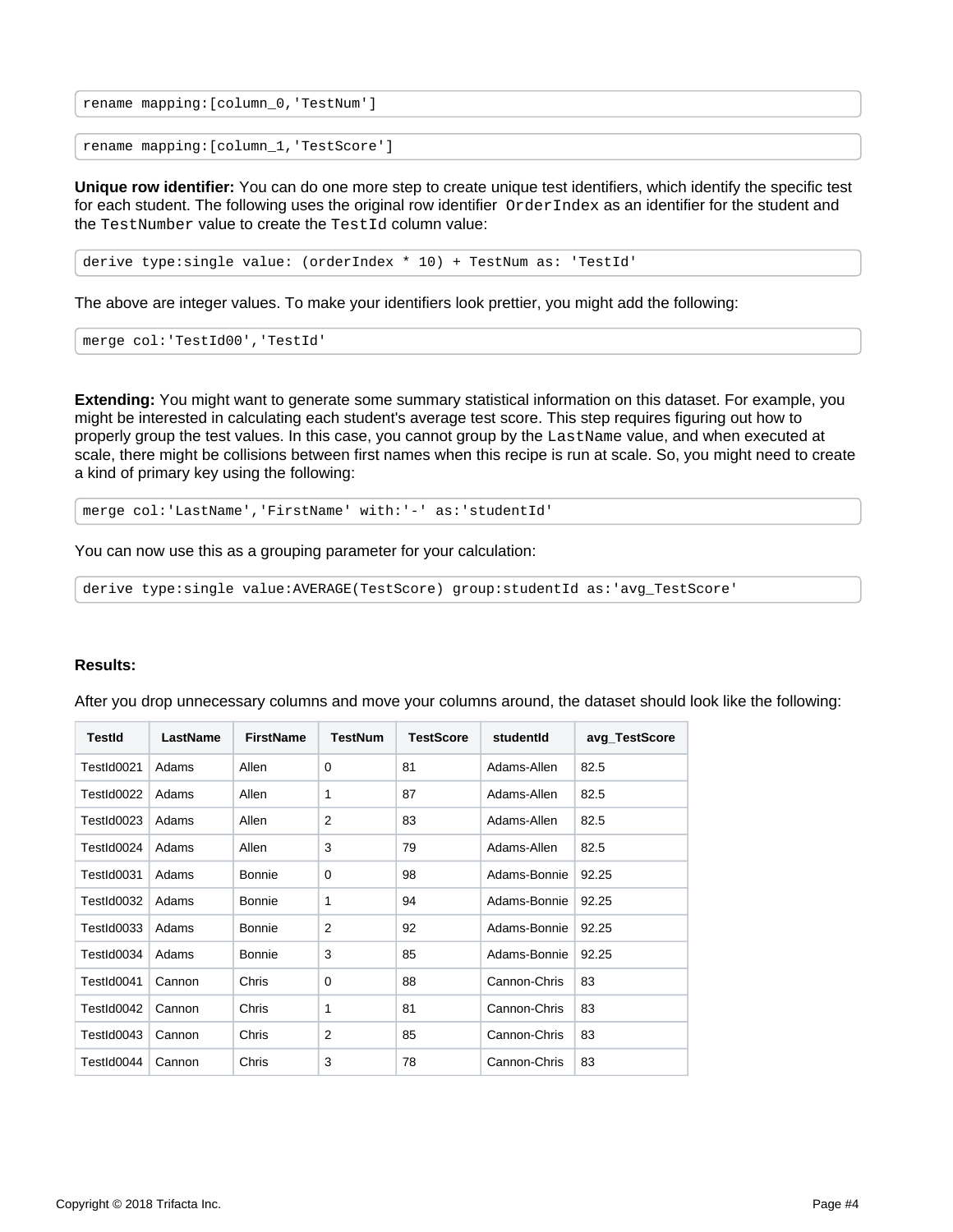```
rename mapping:[column_0,'TestNum']
```

```
rename mapping:[column_1,'TestScore']
```

**Unique row identifier:** You can do one more step to create unique test identifiers, which identify the specific test for each student. The following uses the original row identifier `OrderIndex` as an identifier for the student and the `TestNumber` value to create the `TestId` column value:

```
derive type:single value: (orderIndex * 10) + TestNum as: 'TestId'
```

The above are integer values. To make your identifiers look prettier, you might add the following:

```
merge col:'TestId00','TestId'
```

**Extending:** You might want to generate some summary statistical information on this dataset. For example, you might be interested in calculating each student's average test score. This step requires figuring out how to properly group the test values. In this case, you cannot group by the `LastName` value, and when executed at scale, there might be collisions between first names when this recipe is run at scale. So, you might need to create a kind of primary key using the following:

```
merge col:'LastName','FirstName' with:'-' as:'studentId'
```

You can now use this as a grouping parameter for your calculation:

```
derive type:single value:AVERAGE(TestScore) group:studentId as:'avg_TestScore'
```

**Results:**

After you drop unnecessary columns and move your columns around, the dataset should look like the following:

| TestId | LastName | FirstName | TestNum | TestScore | studentId | avg_TestScore |
|---|---|---|---|---|---|---|
| TestId0021 | Adams | Allen | 0 | 81 | Adams-Allen | 82.5 |
| TestId0022 | Adams | Allen | 1 | 87 | Adams-Allen | 82.5 |
| TestId0023 | Adams | Allen | 2 | 83 | Adams-Allen | 82.5 |
| TestId0024 | Adams | Allen | 3 | 79 | Adams-Allen | 82.5 |
| TestId0031 | Adams | Bonnie | 0 | 98 | Adams-Bonnie | 92.25 |
| TestId0032 | Adams | Bonnie | 1 | 94 | Adams-Bonnie | 92.25 |
| TestId0033 | Adams | Bonnie | 2 | 92 | Adams-Bonnie | 92.25 |
| TestId0034 | Adams | Bonnie | 3 | 85 | Adams-Bonnie | 92.25 |
| TestId0041 | Cannon | Chris | 0 | 88 | Cannon-Chris | 83 |
| TestId0042 | Cannon | Chris | 1 | 81 | Cannon-Chris | 83 |
| TestId0043 | Cannon | Chris | 2 | 85 | Cannon-Chris | 83 |
| TestId0044 | Cannon | Chris | 3 | 78 | Cannon-Chris | 83 |